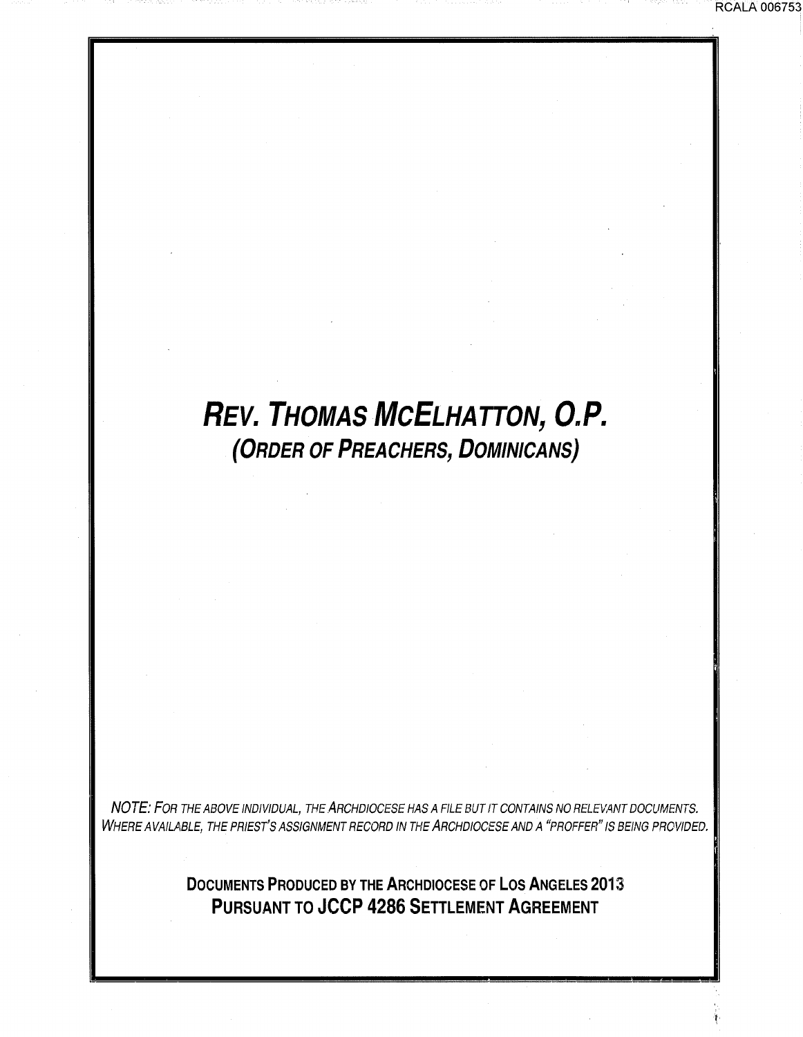# *REV. THOMAS MCELHATTON, O.P.*

## *(ORDER OF PREACHERS, DOMINICANS)*

*NOTE: FOR THE ABOVE INDIVIDUAL, THE ARCHDIOCESE HAS A FILE BUT IT CONTAINS NO RELEVANT DOCUMENTS. WHERE AVAILABLE, THE PRIEST'S ASSIGNMENT RECORD IN THE ARCHDIOCESE AND A "PROFFER" IS BEING PROVIDED.*

**DOCUMENTS PRODUCED BY THE ARCHDIOCESE OF LOS ANGELES 2013**
**PURSUANT TO JCCP 4286 SETTLEMENT AGREEMENT**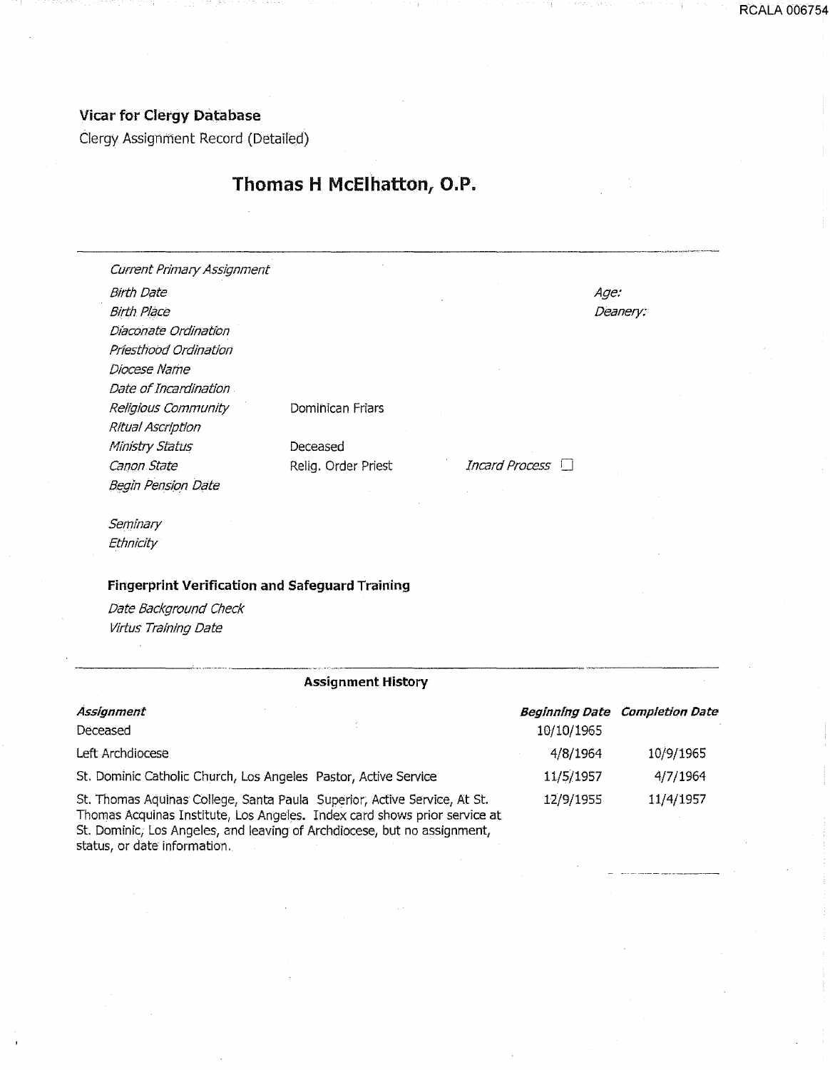**Vicar for Clergy Database**

Clergy Assignment Record (Detailed)

## Thomas H McElhatton, O.P.

| | | | |
|---|---|---|---|
| *Current Primary Assignment* | | | |
| *Birth Date* | | | *Age:* |
| *Birth Place* | | | *Deanery:* |
| *Diaconate Ordination* | | | |
| *Priesthood Ordination* | | | |
| *Diocese Name* | | | |
| *Date of Incardination* | | | |
| *Religious Community* | Dominican Friars | | |
| *Ritual Ascription* | | | |
| *Ministry Status* | Deceased | | |
| *Canon State* | Relig. Order Priest | *Incard Process* ☐ | |
| *Begin Pension Date* | | | |

*Seminary*
*Ethnicity*

**Fingerprint Verification and Safeguard Training**

*Date Background Check*
*Virtus Training Date*

**Assignment History**

| *Assignment* | *Beginning Date* | *Completion Date* |
|---|---|---|
| Deceased | 10/10/1965 | |
| Left Archdiocese | 4/8/1964 | 10/9/1965 |
| St. Dominic Catholic Church, Los Angeles Pastor, Active Service | 11/5/1957 | 4/7/1964 |
| St. Thomas Aquinas College, Santa Paula Superior, Active Service, At St. Thomas Acquinas Institute, Los Angeles. Index card shows prior service at St. Dominic, Los Angeles, and leaving of Archdiocese, but no assignment, status, or date information. | 12/9/1955 | 11/4/1957 |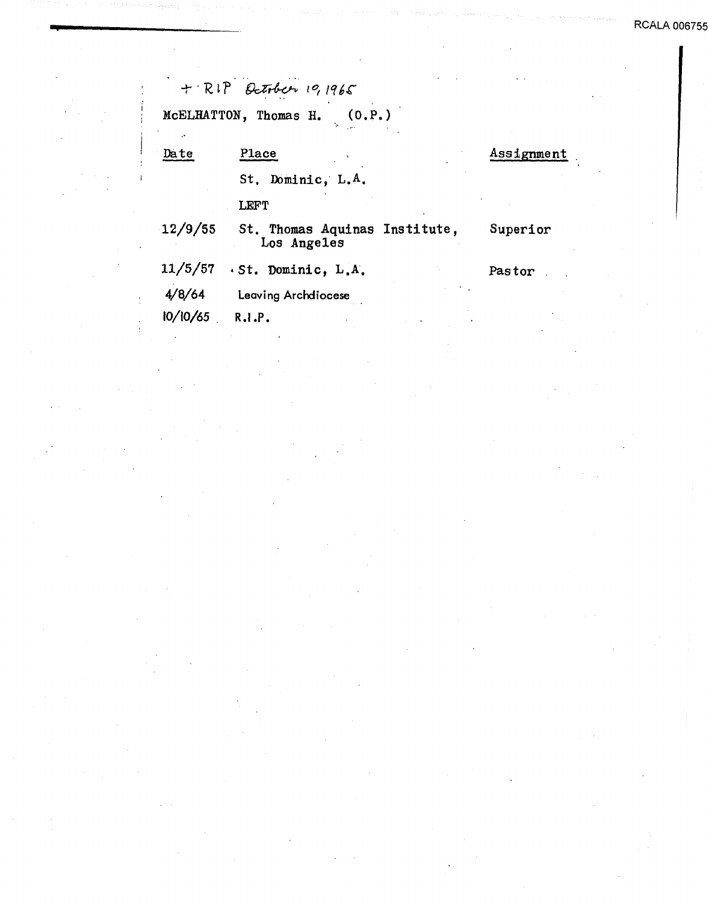+ RIP October 10, 1965

McELHATTON, Thomas H. (O.P.)

| Date | Place | Assignment |
| --- | --- | --- |
| | St. Dominic, L.A. | |
| | LEFT | |
| 12/9/55 | St. Thomas Aquinas Institute, Los Angeles | Superior |
| 11/5/57 | St. Dominic, L.A. | Pastor |
| 4/8/64 | Leaving Archdiocese | |
| 10/10/65 | R.I.P. | |